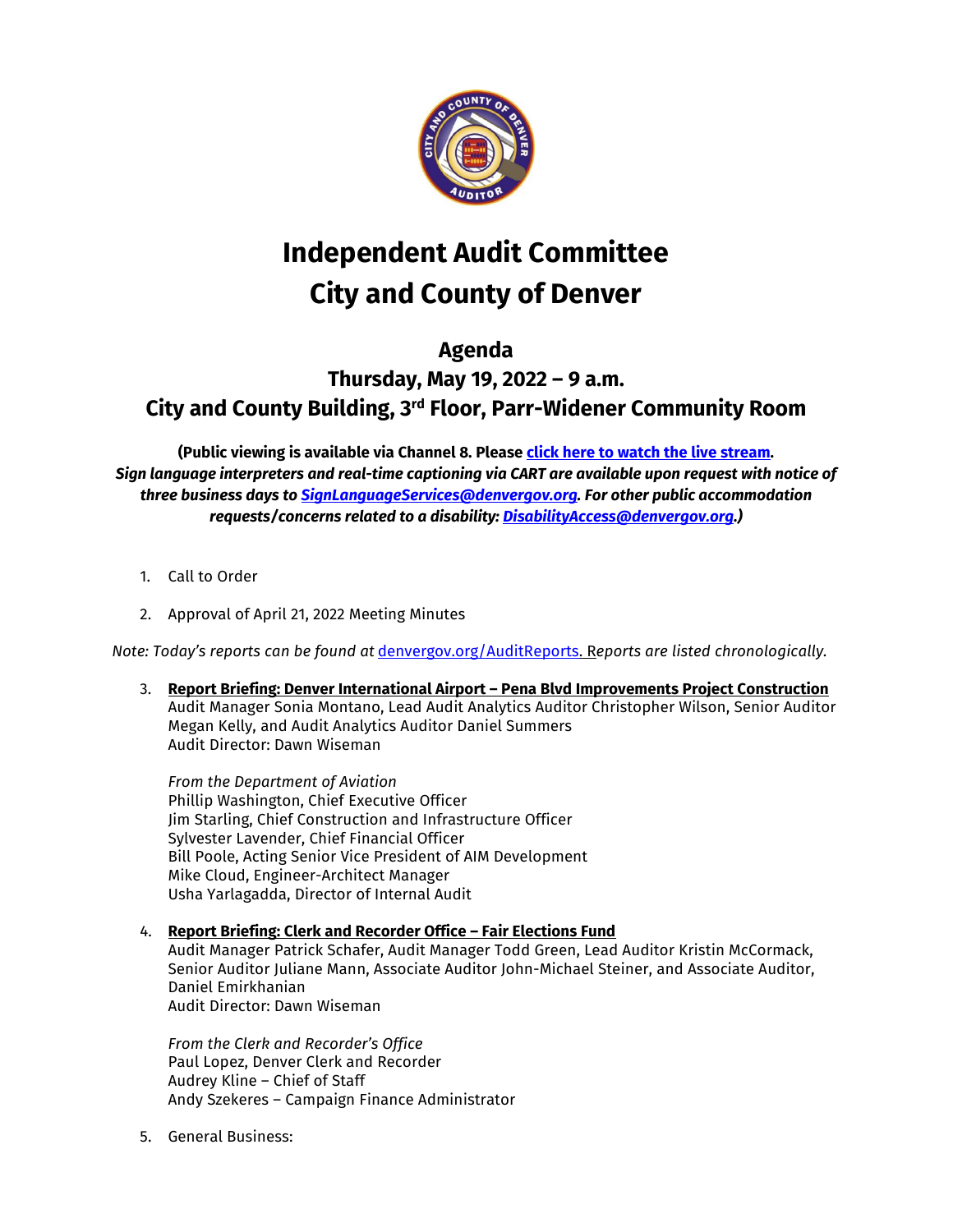# Independent Audit Committee
# City and County of Denver

## Agenda
### Thursday, May 19, 2022 – 9 a.m.
### City and County Building, 3rd Floor, Parr-Widener Community Room

**(Public viewing is available via Channel 8. Please click here to watch the live stream.**
***Sign language interpreters and real-time captioning via CART are available upon request with notice of three business days to SignLanguageServices@denvergov.org. For other public accommodation requests/concerns related to a disability: DisabilityAccess@denvergov.org.)***

1. Call to Order

2. Approval of April 21, 2022 Meeting Minutes

*Note: Today's reports can be found at* denvergov.org/AuditReports. *Reports are listed chronologically.*

3. **Report Briefing: Denver International Airport – Pena Blvd Improvements Project Construction**
   Audit Manager Sonia Montano, Lead Audit Analytics Auditor Christopher Wilson, Senior Auditor Megan Kelly, and Audit Analytics Auditor Daniel Summers
   Audit Director: Dawn Wiseman

   *From the Department of Aviation*
   Phillip Washington, Chief Executive Officer
   Jim Starling, Chief Construction and Infrastructure Officer
   Sylvester Lavender, Chief Financial Officer
   Bill Poole, Acting Senior Vice President of AIM Development
   Mike Cloud, Engineer-Architect Manager
   Usha Yarlagadda, Director of Internal Audit

4. **Report Briefing: Clerk and Recorder Office – Fair Elections Fund**
   Audit Manager Patrick Schafer, Audit Manager Todd Green, Lead Auditor Kristin McCormack, Senior Auditor Juliane Mann, Associate Auditor John-Michael Steiner, and Associate Auditor, Daniel Emirkhanian
   Audit Director: Dawn Wiseman

   *From the Clerk and Recorder's Office*
   Paul Lopez, Denver Clerk and Recorder
   Audrey Kline – Chief of Staff
   Andy Szekeres – Campaign Finance Administrator

5. General Business: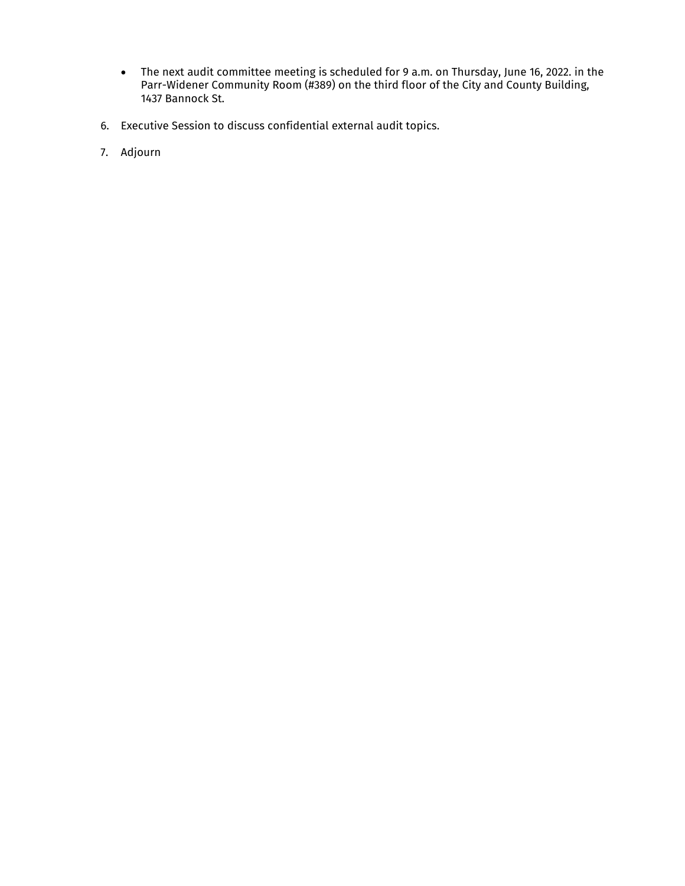- The next audit committee meeting is scheduled for 9 a.m. on Thursday, June 16, 2022. in the Parr-Widener Community Room (#389) on the third floor of the City and County Building, 1437 Bannock St.

6. Executive Session to discuss confidential external audit topics.

7. Adjourn